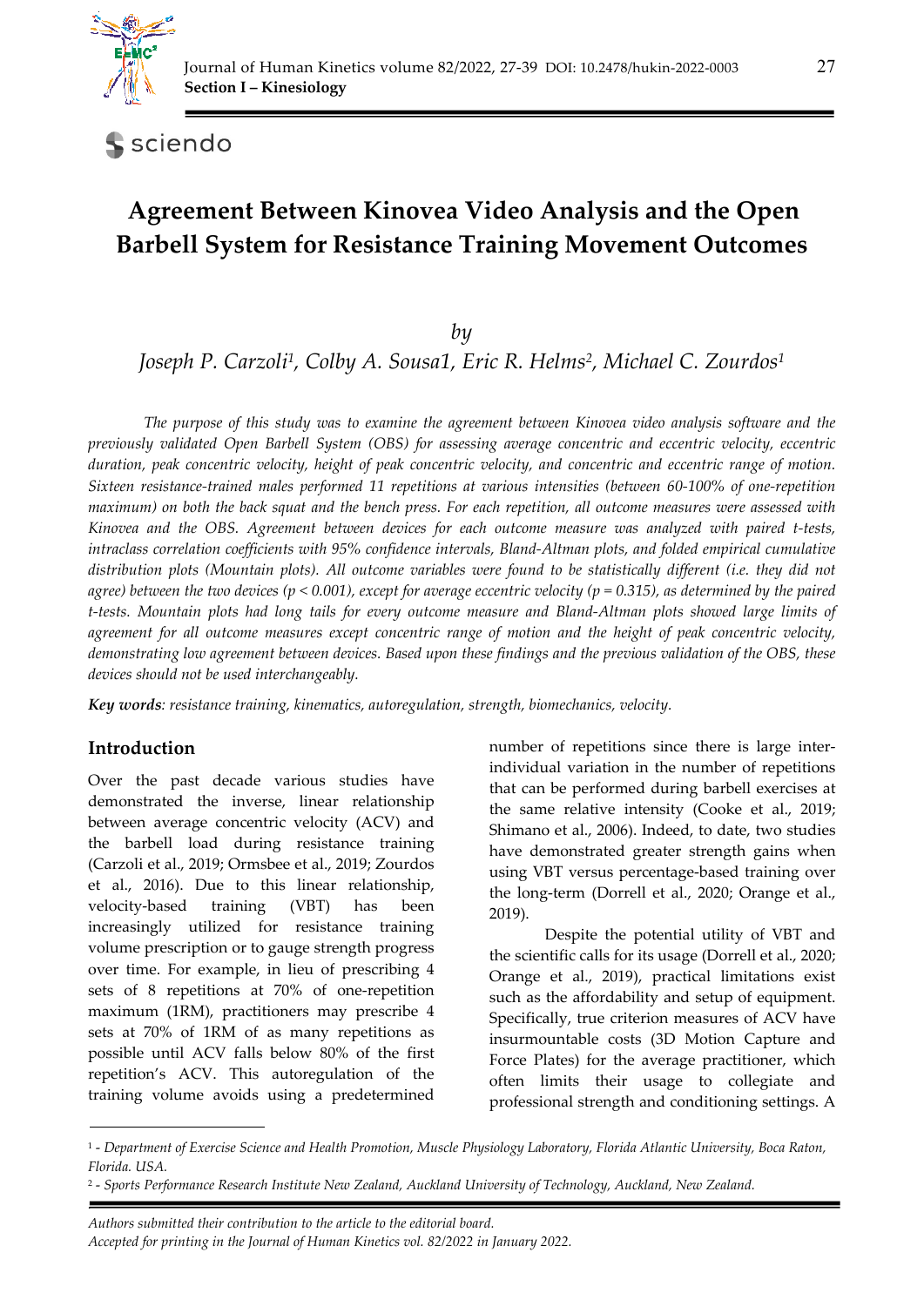# Agreement Between Kinovea Video Analysis and the Open Barbell System for Resistance Training Movement Outcomes

*by*

*Joseph P. Carzoli[1], Colby A. Sousa1, Eric R. Helms[2], Michael C. Zourdos[1]*

*The purpose of this study was to examine the agreement between Kinovea video analysis software and the previously validated Open Barbell System (OBS) for assessing average concentric and eccentric velocity, eccentric duration, peak concentric velocity, height of peak concentric velocity, and concentric and eccentric range of motion. Sixteen resistance-trained males performed 11 repetitions at various intensities (between 60-100% of one-repetition maximum) on both the back squat and the bench press. For each repetition, all outcome measures were assessed with Kinovea and the OBS. Agreement between devices for each outcome measure was analyzed with paired t-tests, intraclass correlation coefficients with 95% confidence intervals, Bland-Altman plots, and folded empirical cumulative distribution plots (Mountain plots). All outcome variables were found to be statistically different (i.e. they did not agree) between the two devices ($p < 0.001$), except for average eccentric velocity ($p = 0.315$), as determined by the paired t-tests. Mountain plots had long tails for every outcome measure and Bland-Altman plots showed large limits of agreement for all outcome measures except concentric range of motion and the height of peak concentric velocity, demonstrating low agreement between devices. Based upon these findings and the previous validation of the OBS, these devices should not be used interchangeably.*

***Key words**: resistance training, kinematics, autoregulation, strength, biomechanics, velocity.*

## Introduction

Over the past decade various studies have demonstrated the inverse, linear relationship between average concentric velocity (ACV) and the barbell load during resistance training (Carzoli et al., 2019; Ormsbee et al., 2019; Zourdos et al., 2016). Due to this linear relationship, velocity-based training (VBT) has been increasingly utilized for resistance training volume prescription or to gauge strength progress over time. For example, in lieu of prescribing 4 sets of 8 repetitions at 70% of one-repetition maximum (1RM), practitioners may prescribe 4 sets at 70% of 1RM of as many repetitions as possible until ACV falls below 80% of the first repetition's ACV. This autoregulation of the training volume avoids using a predetermined number of repetitions since there is large inter-individual variation in the number of repetitions that can be performed during barbell exercises at the same relative intensity (Cooke et al., 2019; Shimano et al., 2006). Indeed, to date, two studies have demonstrated greater strength gains when using VBT versus percentage-based training over the long-term (Dorrell et al., 2020; Orange et al., 2019).

Despite the potential utility of VBT and the scientific calls for its usage (Dorrell et al., 2020; Orange et al., 2019), practical limitations exist such as the affordability and setup of equipment. Specifically, true criterion measures of ACV have insurmountable costs (3D Motion Capture and Force Plates) for the average practitioner, which often limits their usage to collegiate and professional strength and conditioning settings. A

---

[1] - *Department of Exercise Science and Health Promotion, Muscle Physiology Laboratory, Florida Atlantic University, Boca Raton, Florida. USA.*

[2] - *Sports Performance Research Institute New Zealand, Auckland University of Technology, Auckland, New Zealand.*

*Authors submitted their contribution to the article to the editorial board.*

*Accepted for printing in the Journal of Human Kinetics vol. 82/2022 in January 2022.*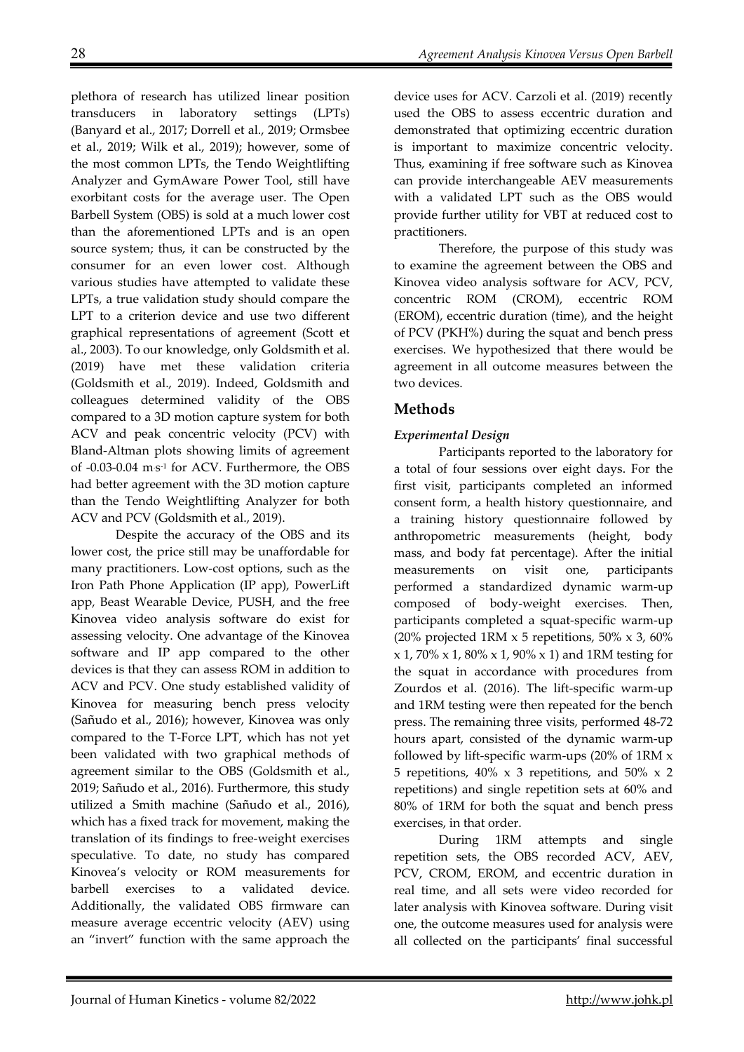plethora of research has utilized linear position transducers in laboratory settings (LPTs) (Banyard et al., 2017; Dorrell et al., 2019; Ormsbee et al., 2019; Wilk et al., 2019); however, some of the most common LPTs, the Tendo Weightlifting Analyzer and GymAware Power Tool, still have exorbitant costs for the average user. The Open Barbell System (OBS) is sold at a much lower cost than the aforementioned LPTs and is an open source system; thus, it can be constructed by the consumer for an even lower cost. Although various studies have attempted to validate these LPTs, a true validation study should compare the LPT to a criterion device and use two different graphical representations of agreement (Scott et al., 2003). To our knowledge, only Goldsmith et al. (2019) have met these validation criteria (Goldsmith et al., 2019). Indeed, Goldsmith and colleagues determined validity of the OBS compared to a 3D motion capture system for both ACV and peak concentric velocity (PCV) with Bland-Altman plots showing limits of agreement of -0.03-0.04 $m \cdot s^{-1}$ for ACV. Furthermore, the OBS had better agreement with the 3D motion capture than the Tendo Weightlifting Analyzer for both ACV and PCV (Goldsmith et al., 2019).

Despite the accuracy of the OBS and its lower cost, the price still may be unaffordable for many practitioners. Low-cost options, such as the Iron Path Phone Application (IP app), PowerLift app, Beast Wearable Device, PUSH, and the free Kinovea video analysis software do exist for assessing velocity. One advantage of the Kinovea software and IP app compared to the other devices is that they can assess ROM in addition to ACV and PCV. One study established validity of Kinovea for measuring bench press velocity (Sañudo et al., 2016); however, Kinovea was only compared to the T-Force LPT, which has not yet been validated with two graphical methods of agreement similar to the OBS (Goldsmith et al., 2019; Sañudo et al., 2016). Furthermore, this study utilized a Smith machine (Sañudo et al., 2016), which has a fixed track for movement, making the translation of its findings to free-weight exercises speculative. To date, no study has compared Kinovea's velocity or ROM measurements for barbell exercises to a validated device. Additionally, the validated OBS firmware can measure average eccentric velocity (AEV) using an "invert" function with the same approach the device uses for ACV. Carzoli et al. (2019) recently used the OBS to assess eccentric duration and demonstrated that optimizing eccentric duration is important to maximize concentric velocity. Thus, examining if free software such as Kinovea can provide interchangeable AEV measurements with a validated LPT such as the OBS would provide further utility for VBT at reduced cost to practitioners.

Therefore, the purpose of this study was to examine the agreement between the OBS and Kinovea video analysis software for ACV, PCV, concentric ROM (CROM), eccentric ROM (EROM), eccentric duration (time), and the height of PCV (PKH%) during the squat and bench press exercises. We hypothesized that there would be agreement in all outcome measures between the two devices.

## Methods

### *Experimental Design*

Participants reported to the laboratory for a total of four sessions over eight days. For the first visit, participants completed an informed consent form, a health history questionnaire, and a training history questionnaire followed by anthropometric measurements (height, body mass, and body fat percentage). After the initial measurements on visit one, participants performed a standardized dynamic warm-up composed of body-weight exercises. Then, participants completed a squat-specific warm-up (20% projected 1RM x 5 repetitions, 50% x 3, 60% x 1, 70% x 1, 80% x 1, 90% x 1) and 1RM testing for the squat in accordance with procedures from Zourdos et al. (2016). The lift-specific warm-up and 1RM testing were then repeated for the bench press. The remaining three visits, performed 48-72 hours apart, consisted of the dynamic warm-up followed by lift-specific warm-ups (20% of 1RM x 5 repetitions, 40% x 3 repetitions, and 50% x 2 repetitions) and single repetition sets at 60% and 80% of 1RM for both the squat and bench press exercises, in that order.

During 1RM attempts and single repetition sets, the OBS recorded ACV, AEV, PCV, CROM, EROM, and eccentric duration in real time, and all sets were video recorded for later analysis with Kinovea software. During visit one, the outcome measures used for analysis were all collected on the participants' final successful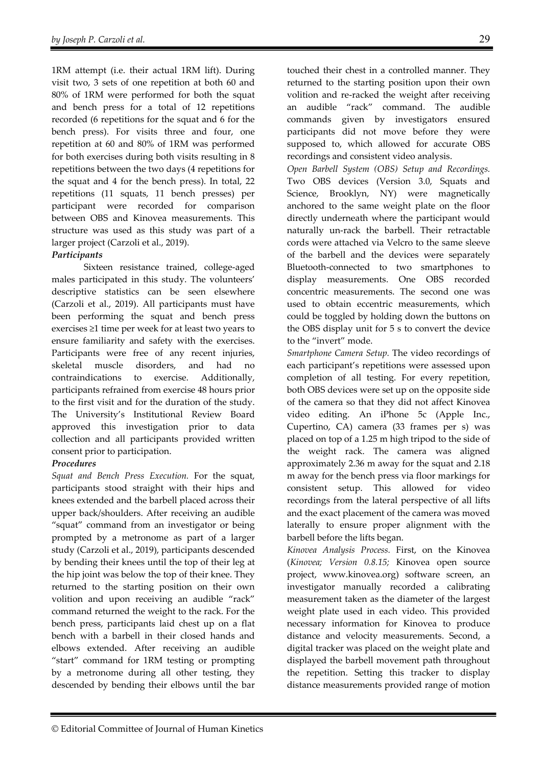1RM attempt (i.e. their actual 1RM lift). During visit two, 3 sets of one repetition at both 60 and 80% of 1RM were performed for both the squat and bench press for a total of 12 repetitions recorded (6 repetitions for the squat and 6 for the bench press). For visits three and four, one repetition at 60 and 80% of 1RM was performed for both exercises during both visits resulting in 8 repetitions between the two days (4 repetitions for the squat and 4 for the bench press). In total, 22 repetitions (11 squats, 11 bench presses) per participant were recorded for comparison between OBS and Kinovea measurements. This structure was used as this study was part of a larger project (Carzoli et al., 2019).

***Participants***

Sixteen resistance trained, college-aged males participated in this study. The volunteers' descriptive statistics can be seen elsewhere (Carzoli et al., 2019). All participants must have been performing the squat and bench press exercises ≥1 time per week for at least two years to ensure familiarity and safety with the exercises. Participants were free of any recent injuries, skeletal muscle disorders, and had no contraindications to exercise. Additionally, participants refrained from exercise 48 hours prior to the first visit and for the duration of the study. The University's Institutional Review Board approved this investigation prior to data collection and all participants provided written consent prior to participation.

***Procedures***

*Squat and Bench Press Execution.* For the squat, participants stood straight with their hips and knees extended and the barbell placed across their upper back/shoulders. After receiving an audible "squat" command from an investigator or being prompted by a metronome as part of a larger study (Carzoli et al., 2019), participants descended by bending their knees until the top of their leg at the hip joint was below the top of their knee. They returned to the starting position on their own volition and upon receiving an audible "rack" command returned the weight to the rack. For the bench press, participants laid chest up on a flat bench with a barbell in their closed hands and elbows extended. After receiving an audible "start" command for 1RM testing or prompting by a metronome during all other testing, they descended by bending their elbows until the bar touched their chest in a controlled manner. They returned to the starting position upon their own volition and re-racked the weight after receiving an audible "rack" command. The audible commands given by investigators ensured participants did not move before they were supposed to, which allowed for accurate OBS recordings and consistent video analysis.

*Open Barbell System (OBS) Setup and Recordings.* Two OBS devices (Version 3.0, Squats and Science, Brooklyn, NY) were magnetically anchored to the same weight plate on the floor directly underneath where the participant would naturally un-rack the barbell. Their retractable cords were attached via Velcro to the same sleeve of the barbell and the devices were separately Bluetooth-connected to two smartphones to display measurements. One OBS recorded concentric measurements. The second one was used to obtain eccentric measurements, which could be toggled by holding down the buttons on the OBS display unit for 5 s to convert the device to the "invert" mode.

*Smartphone Camera Setup.* The video recordings of each participant's repetitions were assessed upon completion of all testing. For every repetition, both OBS devices were set up on the opposite side of the camera so that they did not affect Kinovea video editing. An iPhone 5c (Apple Inc., Cupertino, CA) camera (33 frames per s) was placed on top of a 1.25 m high tripod to the side of the weight rack. The camera was aligned approximately 2.36 m away for the squat and 2.18 m away for the bench press via floor markings for consistent setup. This allowed for video recordings from the lateral perspective of all lifts and the exact placement of the camera was moved laterally to ensure proper alignment with the barbell before the lifts began.

*Kinovea Analysis Process.* First, on the Kinovea (*Kinovea; Version 0.8.15;* Kinovea open source project, www.kinovea.org) software screen, an investigator manually recorded a calibrating measurement taken as the diameter of the largest weight plate used in each video. This provided necessary information for Kinovea to produce distance and velocity measurements. Second, a digital tracker was placed on the weight plate and displayed the barbell movement path throughout the repetition. Setting this tracker to display distance measurements provided range of motion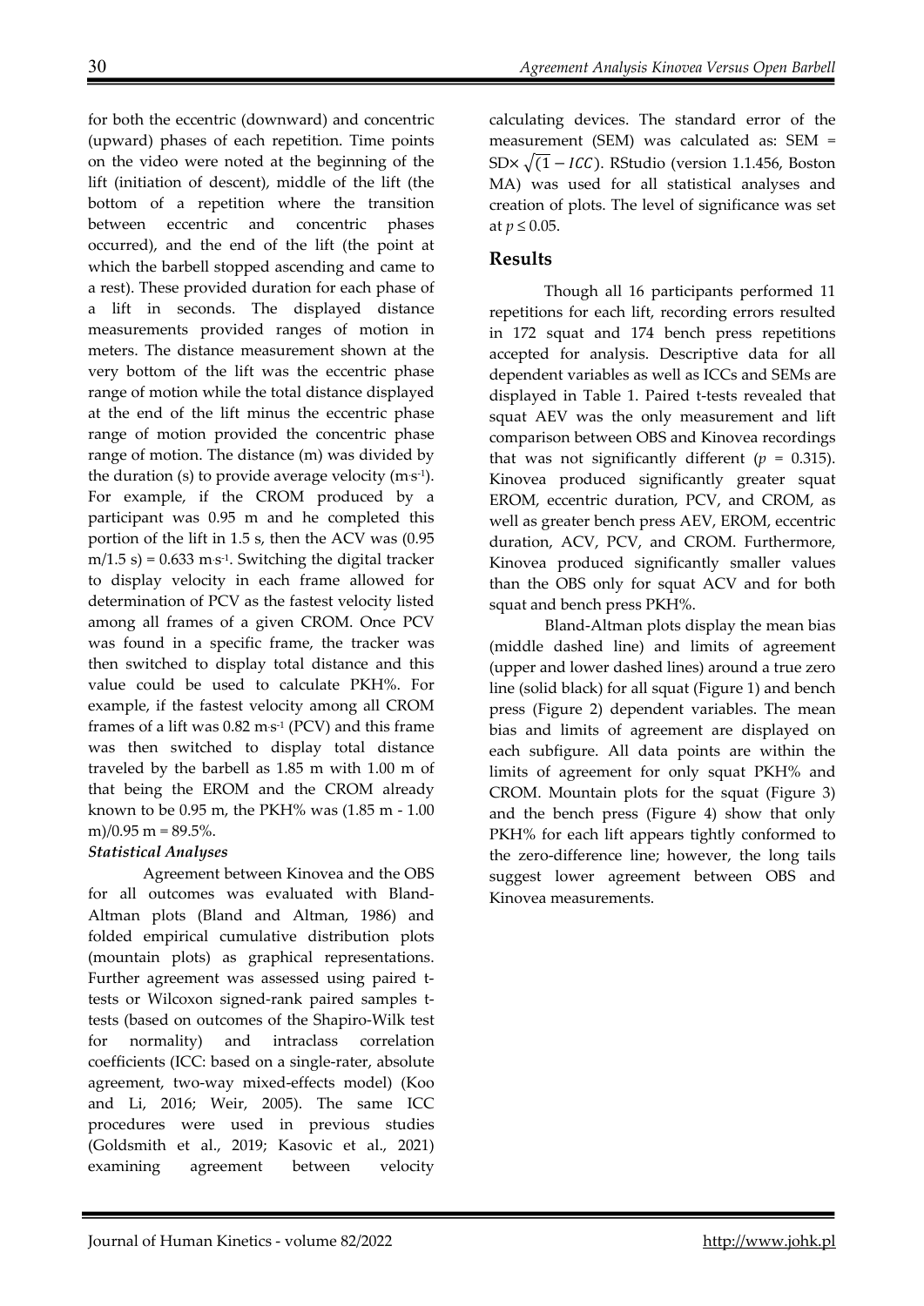for both the eccentric (downward) and concentric (upward) phases of each repetition. Time points on the video were noted at the beginning of the lift (initiation of descent), middle of the lift (the bottom of a repetition where the transition between eccentric and concentric phases occurred), and the end of the lift (the point at which the barbell stopped ascending and came to a rest). These provided duration for each phase of a lift in seconds. The displayed distance measurements provided ranges of motion in meters. The distance measurement shown at the very bottom of the lift was the eccentric phase range of motion while the total distance displayed at the end of the lift minus the eccentric phase range of motion provided the concentric phase range of motion. The distance (m) was divided by the duration (s) to provide average velocity ($m{\cdot}s^{-1}$). For example, if the CROM produced by a participant was 0.95 m and he completed this portion of the lift in 1.5 s, then the ACV was (0.95 m/1.5 s) = 0.633 $m{\cdot}s^{-1}$. Switching the digital tracker to display velocity in each frame allowed for determination of PCV as the fastest velocity listed among all frames of a given CROM. Once PCV was found in a specific frame, the tracker was then switched to display total distance and this value could be used to calculate PKH%. For example, if the fastest velocity among all CROM frames of a lift was 0.82 $m{\cdot}s^{-1}$ (PCV) and this frame was then switched to display total distance traveled by the barbell as 1.85 m with 1.00 m of that being the EROM and the CROM already known to be 0.95 m, the PKH% was (1.85 m - 1.00 m)/0.95 m = 89.5%.

### *Statistical Analyses*

Agreement between Kinovea and the OBS for all outcomes was evaluated with Bland-Altman plots (Bland and Altman, 1986) and folded empirical cumulative distribution plots (mountain plots) as graphical representations. Further agreement was assessed using paired t-tests or Wilcoxon signed-rank paired samples t-tests (based on outcomes of the Shapiro-Wilk test for normality) and intraclass correlation coefficients (ICC: based on a single-rater, absolute agreement, two-way mixed-effects model) (Koo and Li, 2016; Weir, 2005). The same ICC procedures were used in previous studies (Goldsmith et al., 2019; Kasovic et al., 2021) examining agreement between velocity calculating devices. The standard error of the measurement (SEM) was calculated as: SEM = SD$\times\sqrt{(1-ICC)}$. RStudio (version 1.1.456, Boston MA) was used for all statistical analyses and creation of plots. The level of significance was set at $p \leq 0.05$.

## Results

Though all 16 participants performed 11 repetitions for each lift, recording errors resulted in 172 squat and 174 bench press repetitions accepted for analysis. Descriptive data for all dependent variables as well as ICCs and SEMs are displayed in Table 1. Paired t-tests revealed that squat AEV was the only measurement and lift comparison between OBS and Kinovea recordings that was not significantly different ($p$ = 0.315). Kinovea produced significantly greater squat EROM, eccentric duration, PCV, and CROM, as well as greater bench press AEV, EROM, eccentric duration, ACV, PCV, and CROM. Furthermore, Kinovea produced significantly smaller values than the OBS only for squat ACV and for both squat and bench press PKH%.

Bland-Altman plots display the mean bias (middle dashed line) and limits of agreement (upper and lower dashed lines) around a true zero line (solid black) for all squat (Figure 1) and bench press (Figure 2) dependent variables. The mean bias and limits of agreement are displayed on each subfigure. All data points are within the limits of agreement for only squat PKH% and CROM. Mountain plots for the squat (Figure 3) and the bench press (Figure 4) show that only PKH% for each lift appears tightly conformed to the zero-difference line; however, the long tails suggest lower agreement between OBS and Kinovea measurements.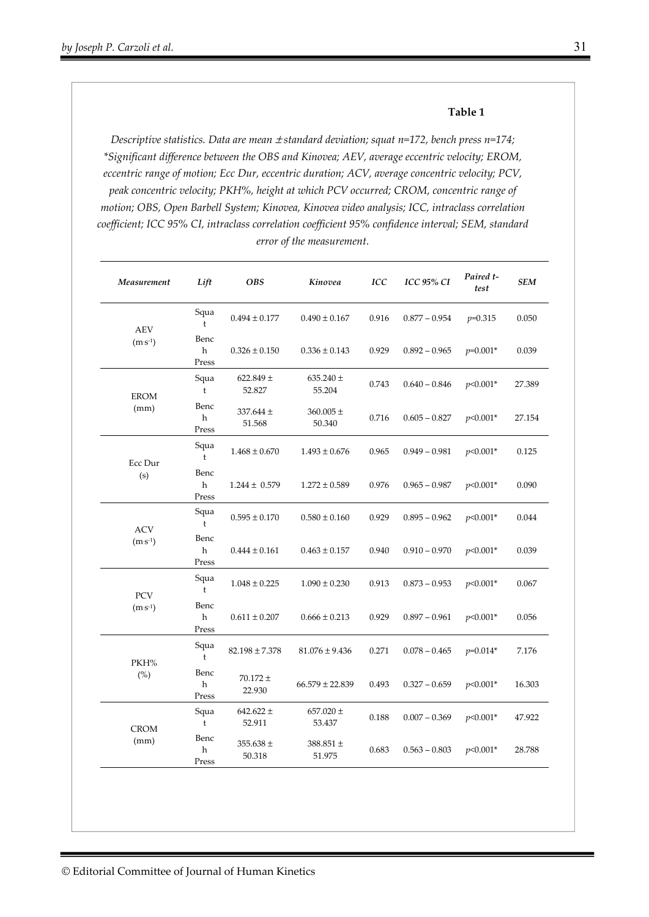**Table 1**

*Descriptive statistics. Data are mean ± standard deviation; squat n=172, bench press n=174; \*Significant difference between the OBS and Kinovea; AEV, average eccentric velocity; EROM, eccentric range of motion; Ecc Dur, eccentric duration; ACV, average concentric velocity; PCV, peak concentric velocity; PKH%, height at which PCV occurred; CROM, concentric range of motion; OBS, Open Barbell System; Kinovea, Kinovea video analysis; ICC, intraclass correlation coefficient; ICC 95% CI, intraclass correlation coefficient 95% confidence interval; SEM, standard error of the measurement.*

| *Measurement* | *Lift* | *OBS* | *Kinovea* | *ICC* | *ICC 95% CI* | *Paired t-test* | *SEM* |
|---|---|---|---|---|---|---|---|
| AEV ($m \cdot s^{-1}$) | Squat | 0.494 ± 0.177 | 0.490 ± 0.167 | 0.916 | 0.877 – 0.954 | $p$=0.315 | 0.050 |
| | Bench Press | 0.326 ± 0.150 | 0.336 ± 0.143 | 0.929 | 0.892 – 0.965 | $p$=0.001* | 0.039 |
| EROM (mm) | Squat | 622.849 ± 52.827 | 635.240 ± 55.204 | 0.743 | 0.640 – 0.846 | $p$<0.001* | 27.389 |
| | Bench Press | 337.644 ± 51.568 | 360.005 ± 50.340 | 0.716 | 0.605 – 0.827 | $p$<0.001* | 27.154 |
| Ecc Dur (s) | Squat | 1.468 ± 0.670 | 1.493 ± 0.676 | 0.965 | 0.949 – 0.981 | $p$<0.001* | 0.125 |
| | Bench Press | 1.244 ± 0.579 | 1.272 ± 0.589 | 0.976 | 0.965 – 0.987 | $p$<0.001* | 0.090 |
| ACV ($m \cdot s^{-1}$) | Squat | 0.595 ± 0.170 | 0.580 ± 0.160 | 0.929 | 0.895 – 0.962 | $p$<0.001* | 0.044 |
| | Bench Press | 0.444 ± 0.161 | 0.463 ± 0.157 | 0.940 | 0.910 – 0.970 | $p$<0.001* | 0.039 |
| PCV ($m \cdot s^{-1}$) | Squat | 1.048 ± 0.225 | 1.090 ± 0.230 | 0.913 | 0.873 – 0.953 | $p$<0.001* | 0.067 |
| | Bench Press | 0.611 ± 0.207 | 0.666 ± 0.213 | 0.929 | 0.897 – 0.961 | $p$<0.001* | 0.056 |
| PKH% (%) | Squat | 82.198 ± 7.378 | 81.076 ± 9.436 | 0.271 | 0.078 – 0.465 | $p$=0.014* | 7.176 |
| | Bench Press | 70.172 ± 22.930 | 66.579 ± 22.839 | 0.493 | 0.327 – 0.659 | $p$<0.001* | 16.303 |
| CROM (mm) | Squat | 642.622 ± 52.911 | 657.020 ± 53.437 | 0.188 | 0.007 – 0.369 | $p$<0.001* | 47.922 |
| | Bench Press | 355.638 ± 50.318 | 388.851 ± 51.975 | 0.683 | 0.563 – 0.803 | $p$<0.001* | 28.788 |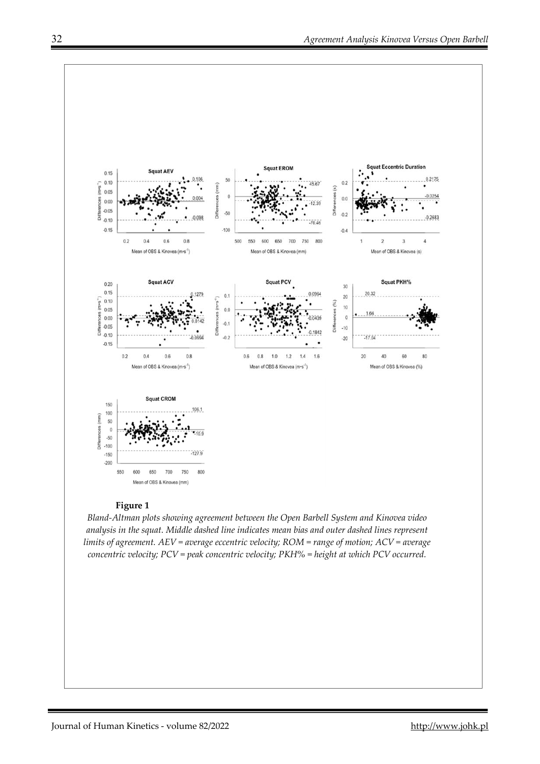**Figure 1**

*Bland-Altman plots showing agreement between the Open Barbell System and Kinovea video analysis in the squat. Middle dashed line indicates mean bias and outer dashed lines represent limits of agreement. AEV = average eccentric velocity; ROM = range of motion; ACV = average concentric velocity; PCV = peak concentric velocity; PKH% = height at which PCV occurred.*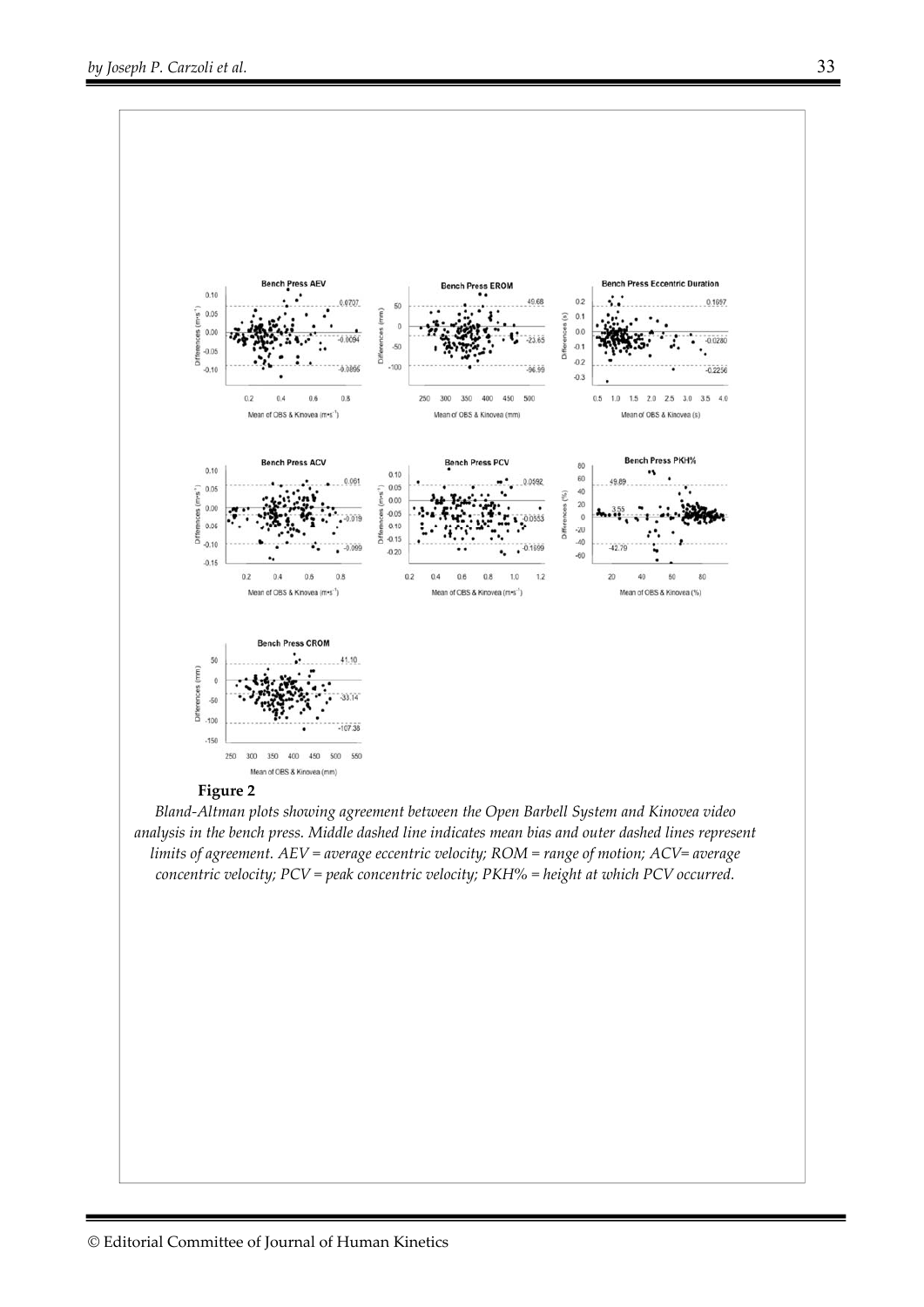**Figure 2**

*Bland-Altman plots showing agreement between the Open Barbell System and Kinovea video analysis in the bench press. Middle dashed line indicates mean bias and outer dashed lines represent limits of agreement. AEV = average eccentric velocity; ROM = range of motion; ACV= average concentric velocity; PCV = peak concentric velocity; PKH% = height at which PCV occurred.*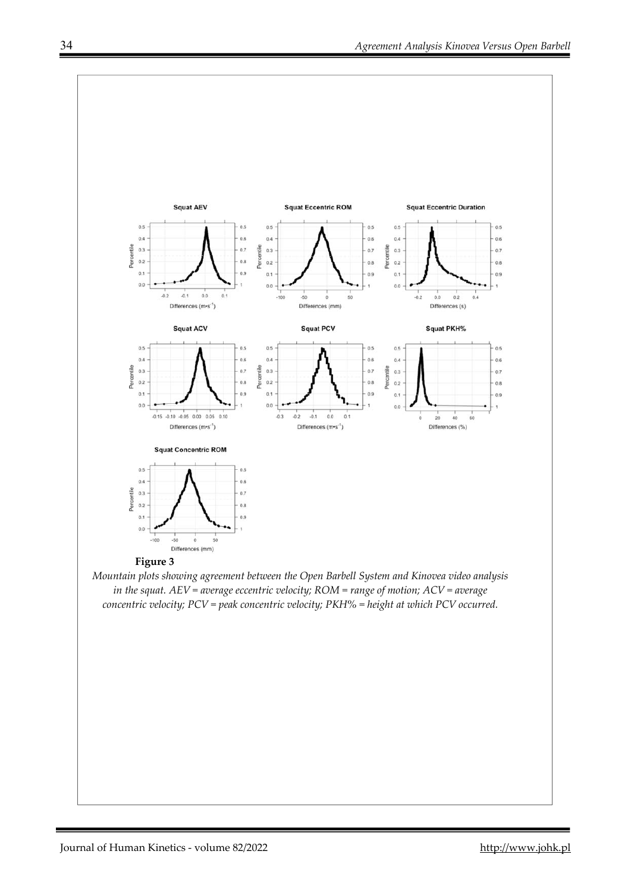**Figure 3**

*Mountain plots showing agreement between the Open Barbell System and Kinovea video analysis in the squat. AEV = average eccentric velocity; ROM = range of motion; ACV = average concentric velocity; PCV = peak concentric velocity; PKH% = height at which PCV occurred.*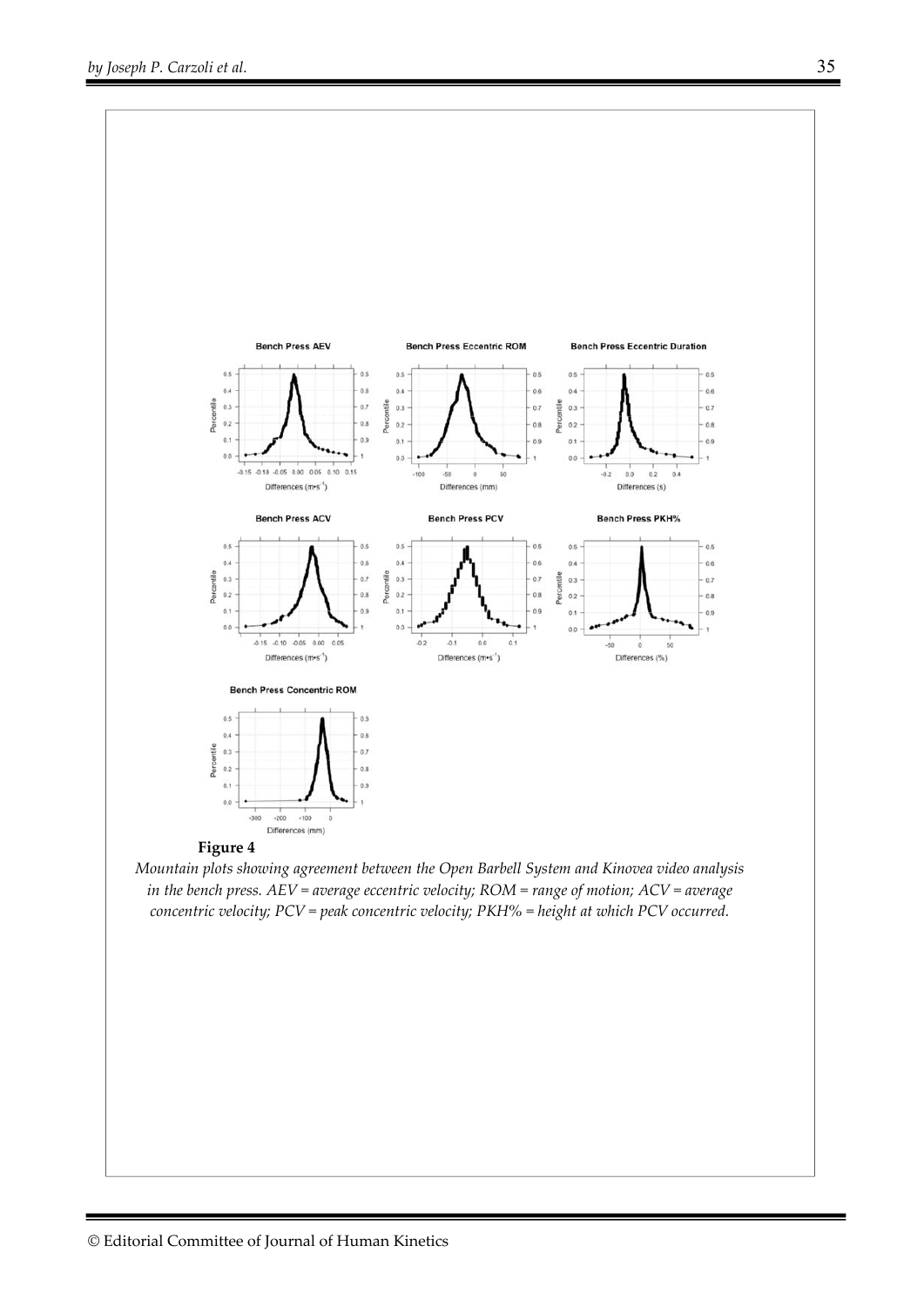**Figure 4**

*Mountain plots showing agreement between the Open Barbell System and Kinovea video analysis in the bench press. AEV = average eccentric velocity; ROM = range of motion; ACV = average concentric velocity; PCV = peak concentric velocity; PKH% = height at which PCV occurred.*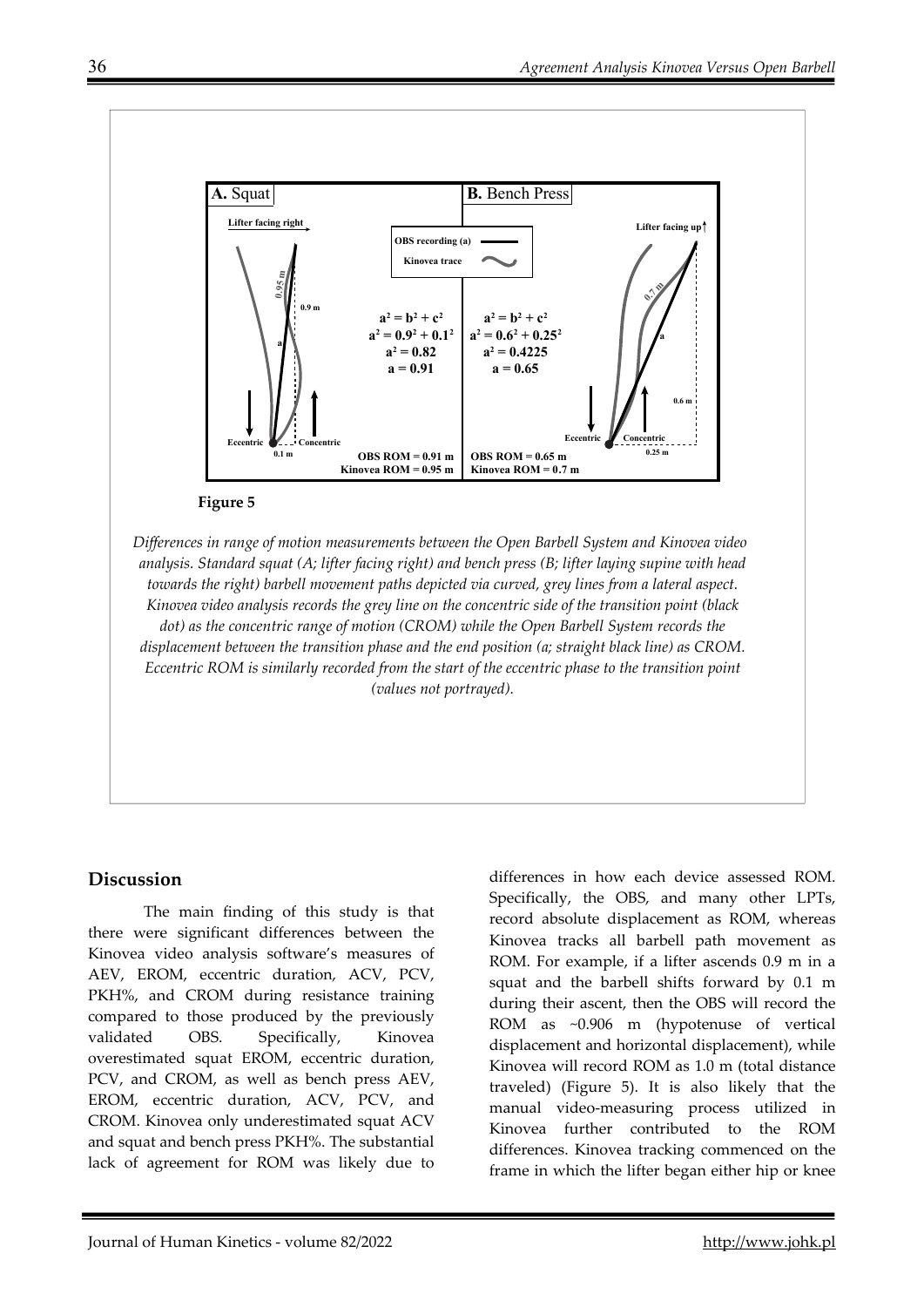**A.** Squat

**B.** Bench Press

Lifter facing right

Lifter facing up↑

OBS recording (a)

Kinovea trace

0.95 m

0.9 m

$a^2 = b^2 + c^2$
$a^2 = 0.9^2 + 0.1^2$
$a^2 = 0.82$
$a = 0.91$

$a^2 = b^2 + c^2$
$a^2 = 0.6^2 + 0.25^2$
$a^2 = 0.4225$
$a = 0.65$

0.7 m

0.6 m

Eccentric Concentric

0.1 m

0.25 m

OBS ROM = 0.91 m
Kinovea ROM = 0.95 m

OBS ROM = 0.65 m
Kinovea ROM = 0.7 m

**Figure 5**

*Differences in range of motion measurements between the Open Barbell System and Kinovea video analysis. Standard squat (A; lifter facing right) and bench press (B; lifter laying supine with head towards the right) barbell movement paths depicted via curved, grey lines from a lateral aspect. Kinovea video analysis records the grey line on the concentric side of the transition point (black dot) as the concentric range of motion (CROM) while the Open Barbell System records the displacement between the transition phase and the end position (a; straight black line) as CROM. Eccentric ROM is similarly recorded from the start of the eccentric phase to the transition point (values not portrayed).*

## Discussion

The main finding of this study is that there were significant differences between the Kinovea video analysis software's measures of AEV, EROM, eccentric duration, ACV, PCV, PKH%, and CROM during resistance training compared to those produced by the previously validated OBS. Specifically, Kinovea overestimated squat EROM, eccentric duration, PCV, and CROM, as well as bench press AEV, EROM, eccentric duration, ACV, PCV, and CROM. Kinovea only underestimated squat ACV and squat and bench press PKH%. The substantial lack of agreement for ROM was likely due to differences in how each device assessed ROM. Specifically, the OBS, and many other LPTs, record absolute displacement as ROM, whereas Kinovea tracks all barbell path movement as ROM. For example, if a lifter ascends 0.9 m in a squat and the barbell shifts forward by 0.1 m during their ascent, then the OBS will record the ROM as ~0.906 m (hypotenuse of vertical displacement and horizontal displacement), while Kinovea will record ROM as 1.0 m (total distance traveled) (Figure 5). It is also likely that the manual video-measuring process utilized in Kinovea further contributed to the ROM differences. Kinovea tracking commenced on the frame in which the lifter began either hip or knee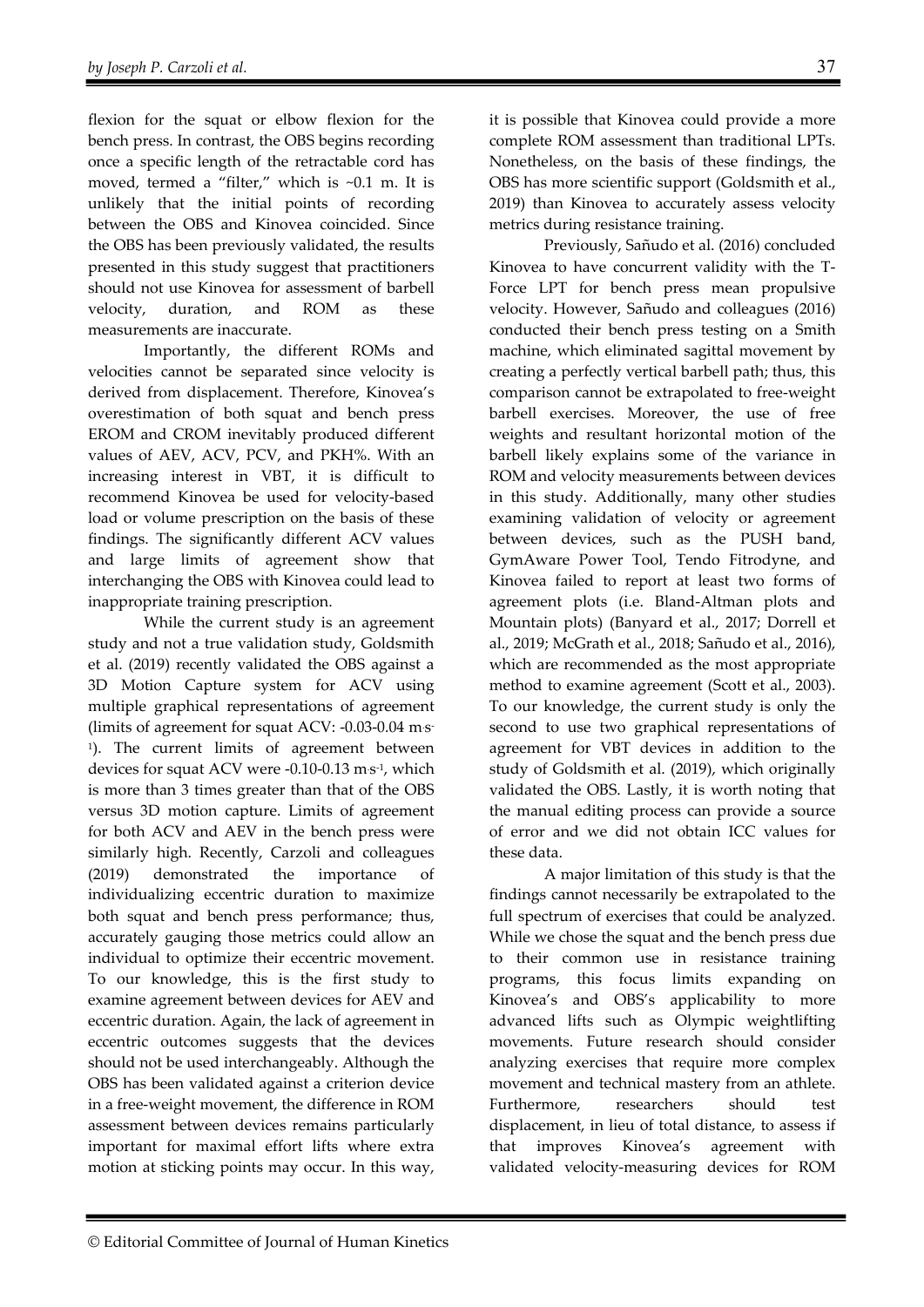flexion for the squat or elbow flexion for the bench press. In contrast, the OBS begins recording once a specific length of the retractable cord has moved, termed a "filter," which is ~0.1 m. It is unlikely that the initial points of recording between the OBS and Kinovea coincided. Since the OBS has been previously validated, the results presented in this study suggest that practitioners should not use Kinovea for assessment of barbell velocity, duration, and ROM as these measurements are inaccurate.

Importantly, the different ROMs and velocities cannot be separated since velocity is derived from displacement. Therefore, Kinovea's overestimation of both squat and bench press EROM and CROM inevitably produced different values of AEV, ACV, PCV, and PKH%. With an increasing interest in VBT, it is difficult to recommend Kinovea be used for velocity-based load or volume prescription on the basis of these findings. The significantly different ACV values and large limits of agreement show that interchanging the OBS with Kinovea could lead to inappropriate training prescription.

While the current study is an agreement study and not a true validation study, Goldsmith et al. (2019) recently validated the OBS against a 3D Motion Capture system for ACV using multiple graphical representations of agreement (limits of agreement for squat ACV: -0.03-0.04 $m \cdot s^{-1}$). The current limits of agreement between devices for squat ACV were -0.10-0.13 $m \cdot s^{-1}$, which is more than 3 times greater than that of the OBS versus 3D motion capture. Limits of agreement for both ACV and AEV in the bench press were similarly high. Recently, Carzoli and colleagues (2019) demonstrated the importance of individualizing eccentric duration to maximize both squat and bench press performance; thus, accurately gauging those metrics could allow an individual to optimize their eccentric movement. To our knowledge, this is the first study to examine agreement between devices for AEV and eccentric duration. Again, the lack of agreement in eccentric outcomes suggests that the devices should not be used interchangeably. Although the OBS has been validated against a criterion device in a free-weight movement, the difference in ROM assessment between devices remains particularly important for maximal effort lifts where extra motion at sticking points may occur. In this way, it is possible that Kinovea could provide a more complete ROM assessment than traditional LPTs. Nonetheless, on the basis of these findings, the OBS has more scientific support (Goldsmith et al., 2019) than Kinovea to accurately assess velocity metrics during resistance training.

Previously, Sañudo et al. (2016) concluded Kinovea to have concurrent validity with the T-Force LPT for bench press mean propulsive velocity. However, Sañudo and colleagues (2016) conducted their bench press testing on a Smith machine, which eliminated sagittal movement by creating a perfectly vertical barbell path; thus, this comparison cannot be extrapolated to free-weight barbell exercises. Moreover, the use of free weights and resultant horizontal motion of the barbell likely explains some of the variance in ROM and velocity measurements between devices in this study. Additionally, many other studies examining validation of velocity or agreement between devices, such as the PUSH band, GymAware Power Tool, Tendo Fitrodyne, and Kinovea failed to report at least two forms of agreement plots (i.e. Bland-Altman plots and Mountain plots) (Banyard et al., 2017; Dorrell et al., 2019; McGrath et al., 2018; Sañudo et al., 2016), which are recommended as the most appropriate method to examine agreement (Scott et al., 2003). To our knowledge, the current study is only the second to use two graphical representations of agreement for VBT devices in addition to the study of Goldsmith et al. (2019), which originally validated the OBS. Lastly, it is worth noting that the manual editing process can provide a source of error and we did not obtain ICC values for these data.

A major limitation of this study is that the findings cannot necessarily be extrapolated to the full spectrum of exercises that could be analyzed. While we chose the squat and the bench press due to their common use in resistance training programs, this focus limits expanding on Kinovea's and OBS's applicability to more advanced lifts such as Olympic weightlifting movements. Future research should consider analyzing exercises that require more complex movement and technical mastery from an athlete. Furthermore, researchers should test displacement, in lieu of total distance, to assess if that improves Kinovea's agreement with validated velocity-measuring devices for ROM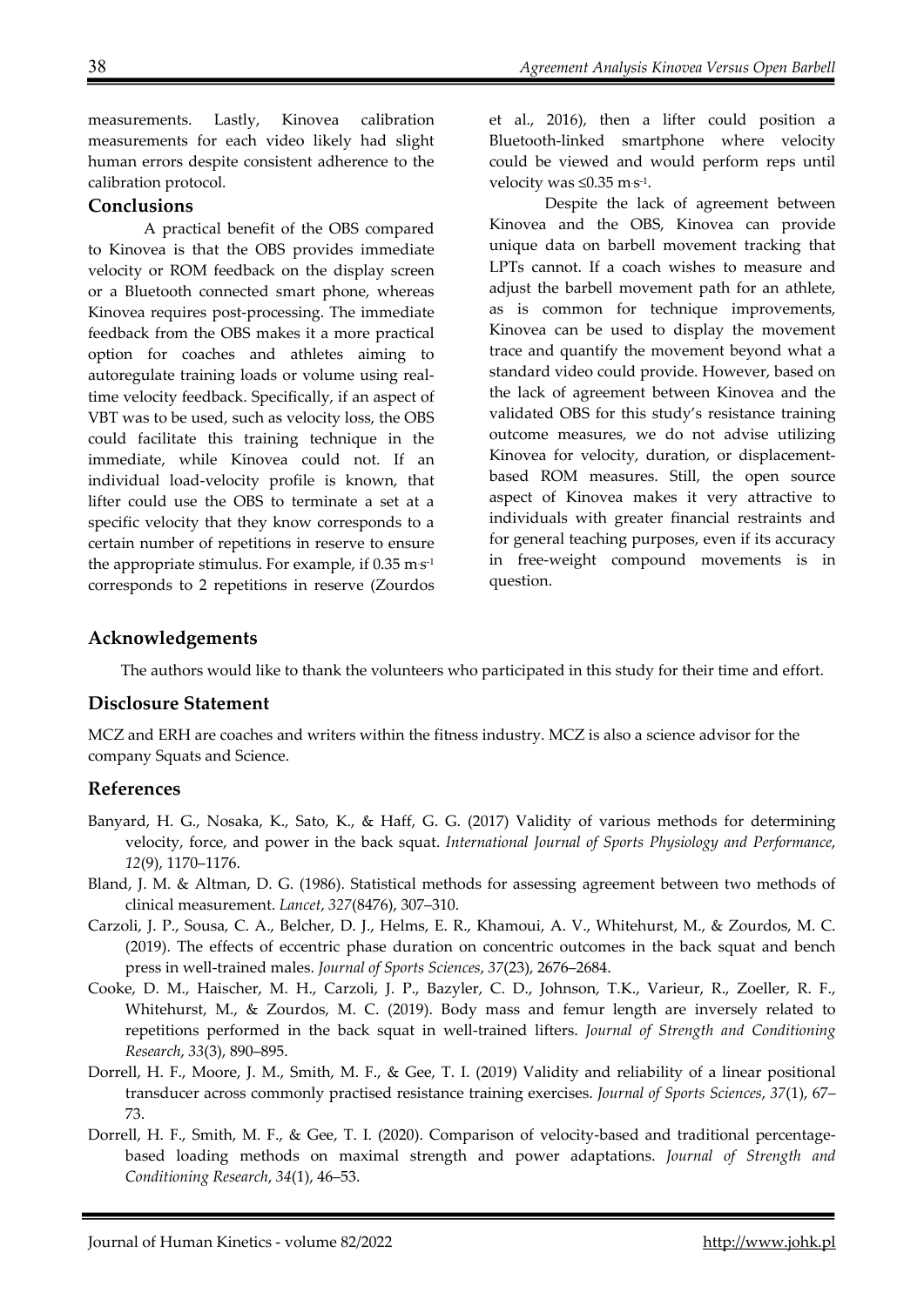measurements. Lastly, Kinovea calibration measurements for each video likely had slight human errors despite consistent adherence to the calibration protocol.

## Conclusions

A practical benefit of the OBS compared to Kinovea is that the OBS provides immediate velocity or ROM feedback on the display screen or a Bluetooth connected smart phone, whereas Kinovea requires post-processing. The immediate feedback from the OBS makes it a more practical option for coaches and athletes aiming to autoregulate training loads or volume using real-time velocity feedback. Specifically, if an aspect of VBT was to be used, such as velocity loss, the OBS could facilitate this training technique in the immediate, while Kinovea could not. If an individual load-velocity profile is known, that lifter could use the OBS to terminate a set at a specific velocity that they know corresponds to a certain number of repetitions in reserve to ensure the appropriate stimulus. For example, if 0.35 $m \cdot s^{-1}$ corresponds to 2 repetitions in reserve (Zourdos et al., 2016), then a lifter could position a Bluetooth-linked smartphone where velocity could be viewed and would perform reps until velocity was ≤0.35 $m \cdot s^{-1}$.

Despite the lack of agreement between Kinovea and the OBS, Kinovea can provide unique data on barbell movement tracking that LPTs cannot. If a coach wishes to measure and adjust the barbell movement path for an athlete, as is common for technique improvements, Kinovea can be used to display the movement trace and quantify the movement beyond what a standard video could provide. However, based on the lack of agreement between Kinovea and the validated OBS for this study's resistance training outcome measures, we do not advise utilizing Kinovea for velocity, duration, or displacement-based ROM measures. Still, the open source aspect of Kinovea makes it very attractive to individuals with greater financial restraints and for general teaching purposes, even if its accuracy in free-weight compound movements is in question.

## Acknowledgements

The authors would like to thank the volunteers who participated in this study for their time and effort.

## Disclosure Statement

MCZ and ERH are coaches and writers within the fitness industry. MCZ is also a science advisor for the company Squats and Science.

## References

Banyard, H. G., Nosaka, K., Sato, K., & Haff, G. G. (2017) Validity of various methods for determining velocity, force, and power in the back squat. *International Journal of Sports Physiology and Performance*, *12*(9), 1170–1176.

Bland, J. M. & Altman, D. G. (1986). Statistical methods for assessing agreement between two methods of clinical measurement. *Lancet*, *327*(8476), 307–310.

Carzoli, J. P., Sousa, C. A., Belcher, D. J., Helms, E. R., Khamoui, A. V., Whitehurst, M., & Zourdos, M. C. (2019). The effects of eccentric phase duration on concentric outcomes in the back squat and bench press in well-trained males. *Journal of Sports Sciences*, *37*(23), 2676–2684.

Cooke, D. M., Haischer, M. H., Carzoli, J. P., Bazyler, C. D., Johnson, T.K., Varieur, R., Zoeller, R. F., Whitehurst, M., & Zourdos, M. C. (2019). Body mass and femur length are inversely related to repetitions performed in the back squat in well-trained lifters. *Journal of Strength and Conditioning Research*, *33*(3), 890–895.

Dorrell, H. F., Moore, J. M., Smith, M. F., & Gee, T. I. (2019) Validity and reliability of a linear positional transducer across commonly practised resistance training exercises. *Journal of Sports Sciences*, *37*(1), 67–73.

Dorrell, H. F., Smith, M. F., & Gee, T. I. (2020). Comparison of velocity-based and traditional percentage-based loading methods on maximal strength and power adaptations. *Journal of Strength and Conditioning Research*, *34*(1), 46–53.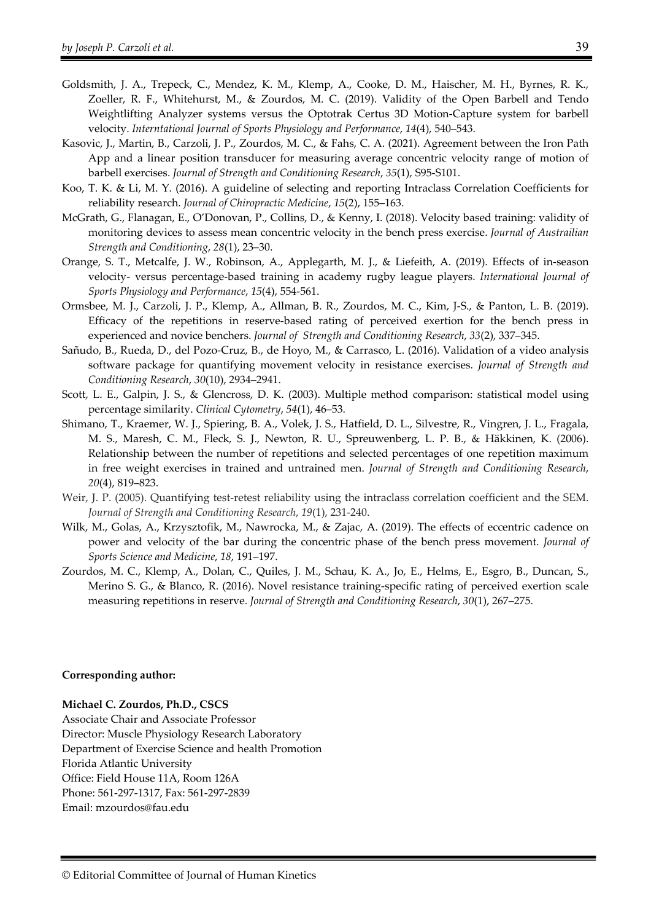Goldsmith, J. A., Trepeck, C., Mendez, K. M., Klemp, A., Cooke, D. M., Haischer, M. H., Byrnes, R. K., Zoeller, R. F., Whitehurst, M., & Zourdos, M. C. (2019). Validity of the Open Barbell and Tendo Weightlifting Analyzer systems versus the Optotrak Certus 3D Motion-Capture system for barbell velocity. *Interntational Journal of Sports Physiology and Performance*, *14*(4), 540–543.

Kasovic, J., Martin, B., Carzoli, J. P., Zourdos, M. C., & Fahs, C. A. (2021). Agreement between the Iron Path App and a linear position transducer for measuring average concentric velocity range of motion of barbell exercises. *Journal of Strength and Conditioning Research*, *35*(1), S95-S101.

Koo, T. K. & Li, M. Y. (2016). A guideline of selecting and reporting Intraclass Correlation Coefficients for reliability research. *Journal of Chiropractic Medicine*, *15*(2), 155–163.

McGrath, G., Flanagan, E., O'Donovan, P., Collins, D., & Kenny, I. (2018). Velocity based training: validity of monitoring devices to assess mean concentric velocity in the bench press exercise. *Journal of Austrailian Strength and Conditioning*, *28*(1), 23–30.

Orange, S. T., Metcalfe, J. W., Robinson, A., Applegarth, M. J., & Liefeith, A. (2019). Effects of in-season velocity- versus percentage-based training in academy rugby league players. *International Journal of Sports Physiology and Performance*, *15*(4), 554-561.

Ormsbee, M. J., Carzoli, J. P., Klemp, A., Allman, B. R., Zourdos, M. C., Kim, J-S., & Panton, L. B. (2019). Efficacy of the repetitions in reserve-based rating of perceived exertion for the bench press in experienced and novice benchers. *Journal of Strength and Conditioning Research*, *33*(2), 337–345.

Sañudo, B., Rueda, D., del Pozo-Cruz, B., de Hoyo, M., & Carrasco, L. (2016). Validation of a video analysis software package for quantifying movement velocity in resistance exercises. *Journal of Strength and Conditioning Research*, *30*(10), 2934–2941.

Scott, L. E., Galpin, J. S., & Glencross, D. K. (2003). Multiple method comparison: statistical model using percentage similarity. *Clinical Cytometry*, *54*(1), 46–53.

Shimano, T., Kraemer, W. J., Spiering, B. A., Volek, J. S., Hatfield, D. L., Silvestre, R., Vingren, J. L., Fragala, M. S., Maresh, C. M., Fleck, S. J., Newton, R. U., Spreuwenberg, L. P. B., & Häkkinen, K. (2006). Relationship between the number of repetitions and selected percentages of one repetition maximum in free weight exercises in trained and untrained men. *Journal of Strength and Conditioning Research*, *20*(4), 819–823.

Weir, J. P. (2005). Quantifying test-retest reliability using the intraclass correlation coefficient and the SEM. *Journal of Strength and Conditioning Research*, *19*(1), 231-240.

Wilk, M., Golas, A., Krzysztofik, M., Nawrocka, M., & Zajac, A. (2019). The effects of eccentric cadence on power and velocity of the bar during the concentric phase of the bench press movement. *Journal of Sports Science and Medicine*, *18*, 191–197.

Zourdos, M. C., Klemp, A., Dolan, C., Quiles, J. M., Schau, K. A., Jo, E., Helms, E., Esgro, B., Duncan, S., Merino S. G., & Blanco, R. (2016). Novel resistance training-specific rating of perceived exertion scale measuring repetitions in reserve. *Journal of Strength and Conditioning Research*, *30*(1), 267–275.

**Corresponding author:**

**Michael C. Zourdos, Ph.D., CSCS**

Associate Chair and Associate Professor
Director: Muscle Physiology Research Laboratory
Department of Exercise Science and health Promotion
Florida Atlantic University
Office: Field House 11A, Room 126A
Phone: 561-297-1317, Fax: 561-297-2839
Email: mzourdos@fau.edu